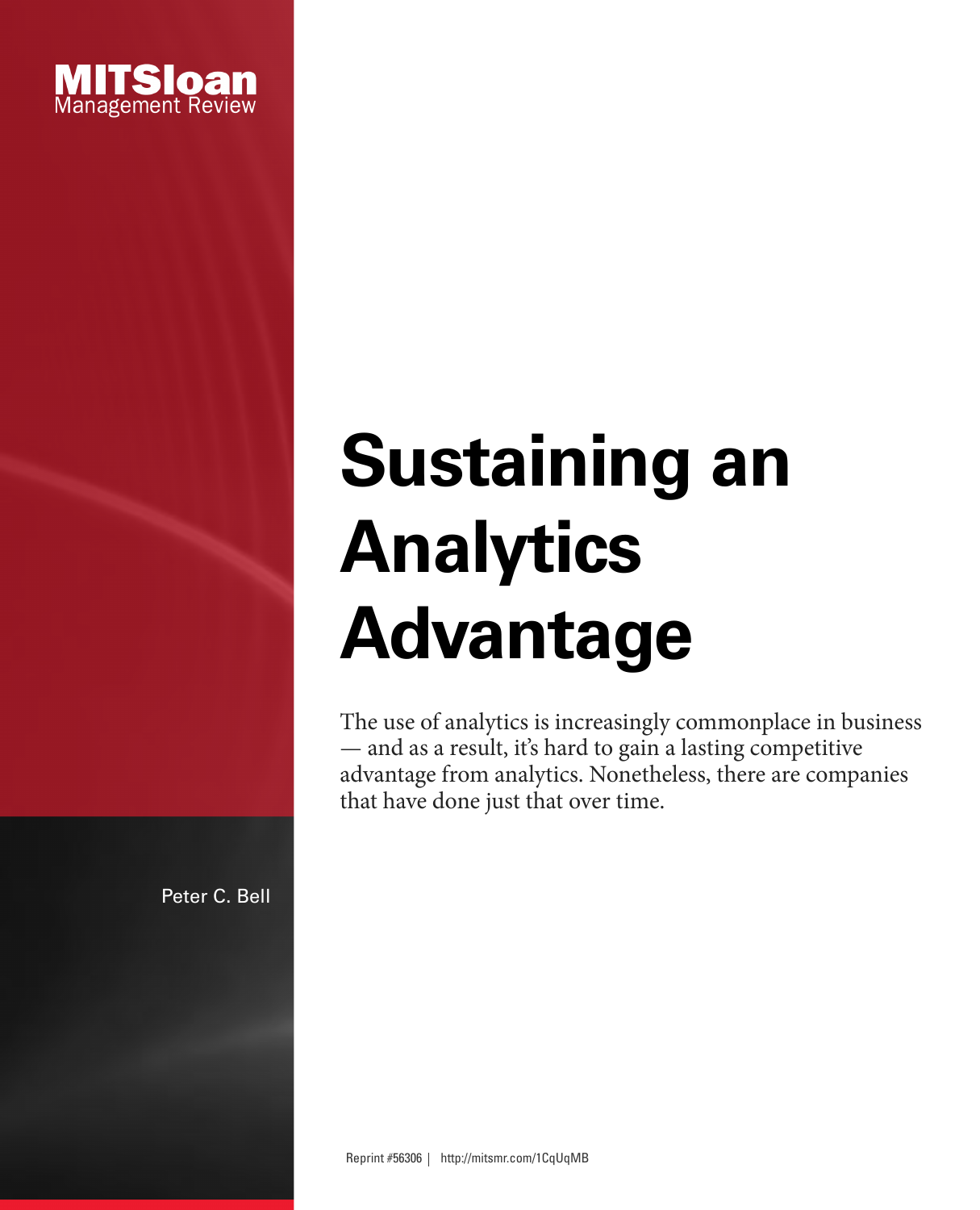MITSloan Management Review

# Sustaining an Analytics Advantage

The use of analytics is increasingly commonplace in business — and as a result, it's hard to gain a lasting competitive advantage from analytics. Nonetheless, there are companies that have done just that over time.

Peter C. Bell

Reprint #56306 | http://mitsmr.com/1CqUqMB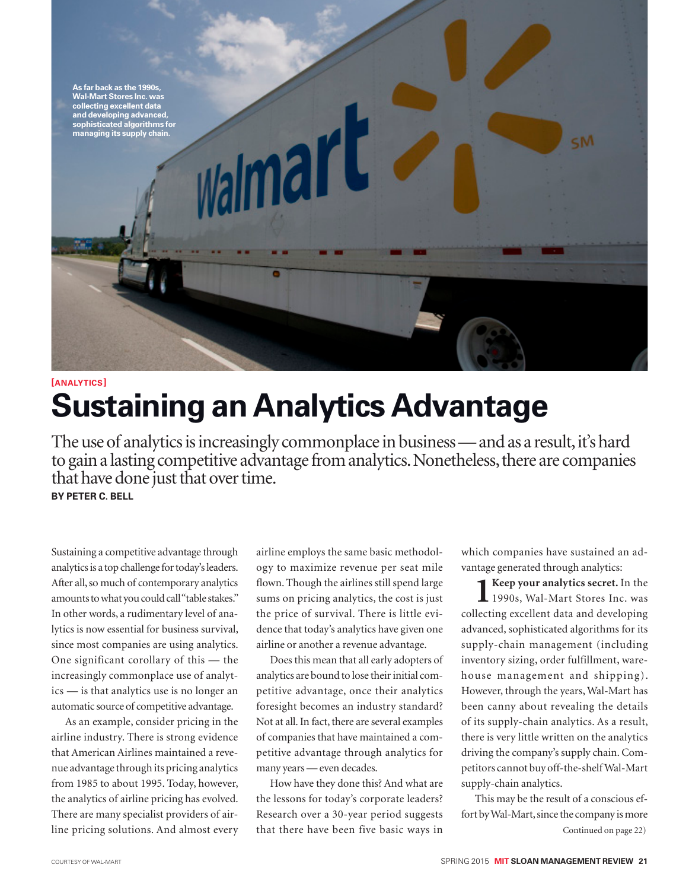As far back as the 1990s, Wal-Mart Stores Inc. was collecting excellent data and developing advanced, sophisticated algorithms for managing its supply chain.

[ANALYTICS]

# Sustaining an Analytics Advantage

The use of analytics is increasingly commonplace in business — and as a result, it's hard to gain a lasting competitive advantage from analytics. Nonetheless, there are companies that have done just that over time.

**BY PETER C. BELL**

Sustaining a competitive advantage through analytics is a top challenge for today's leaders. After all, so much of contemporary analytics amounts to what you could call "table stakes." In other words, a rudimentary level of analytics is now essential for business survival, since most companies are using analytics. One significant corollary of this — the increasingly commonplace use of analytics — is that analytics use is no longer an automatic source of competitive advantage.

As an example, consider pricing in the airline industry. There is strong evidence that American Airlines maintained a revenue advantage through its pricing analytics from 1985 to about 1995. Today, however, the analytics of airline pricing has evolved. There are many specialist providers of airline pricing solutions. And almost every airline employs the same basic methodology to maximize revenue per seat mile flown. Though the airlines still spend large sums on pricing analytics, the cost is just the price of survival. There is little evidence that today's analytics have given one airline or another a revenue advantage.

Does this mean that all early adopters of analytics are bound to lose their initial competitive advantage, once their analytics foresight becomes an industry standard? Not at all. In fact, there are several examples of companies that have maintained a competitive advantage through analytics for many years — even decades.

How have they done this? And what are the lessons for today's corporate leaders? Research over a 30-year period suggests that there have been five basic ways in which companies have sustained an advantage generated through analytics:

**1 Keep your analytics secret.** In the 1990s, Wal-Mart Stores Inc. was collecting excellent data and developing advanced, sophisticated algorithms for its supply-chain management (including inventory sizing, order fulfillment, warehouse management and shipping). However, through the years, Wal-Mart has been canny about revealing the details of its supply-chain analytics. As a result, there is very little written on the analytics driving the company's supply chain. Competitors cannot buy off-the-shelf Wal-Mart supply-chain analytics.

This may be the result of a conscious effort by Wal-Mart, since the company is more

Continued on page 22)

COURTESY OF WAL-MART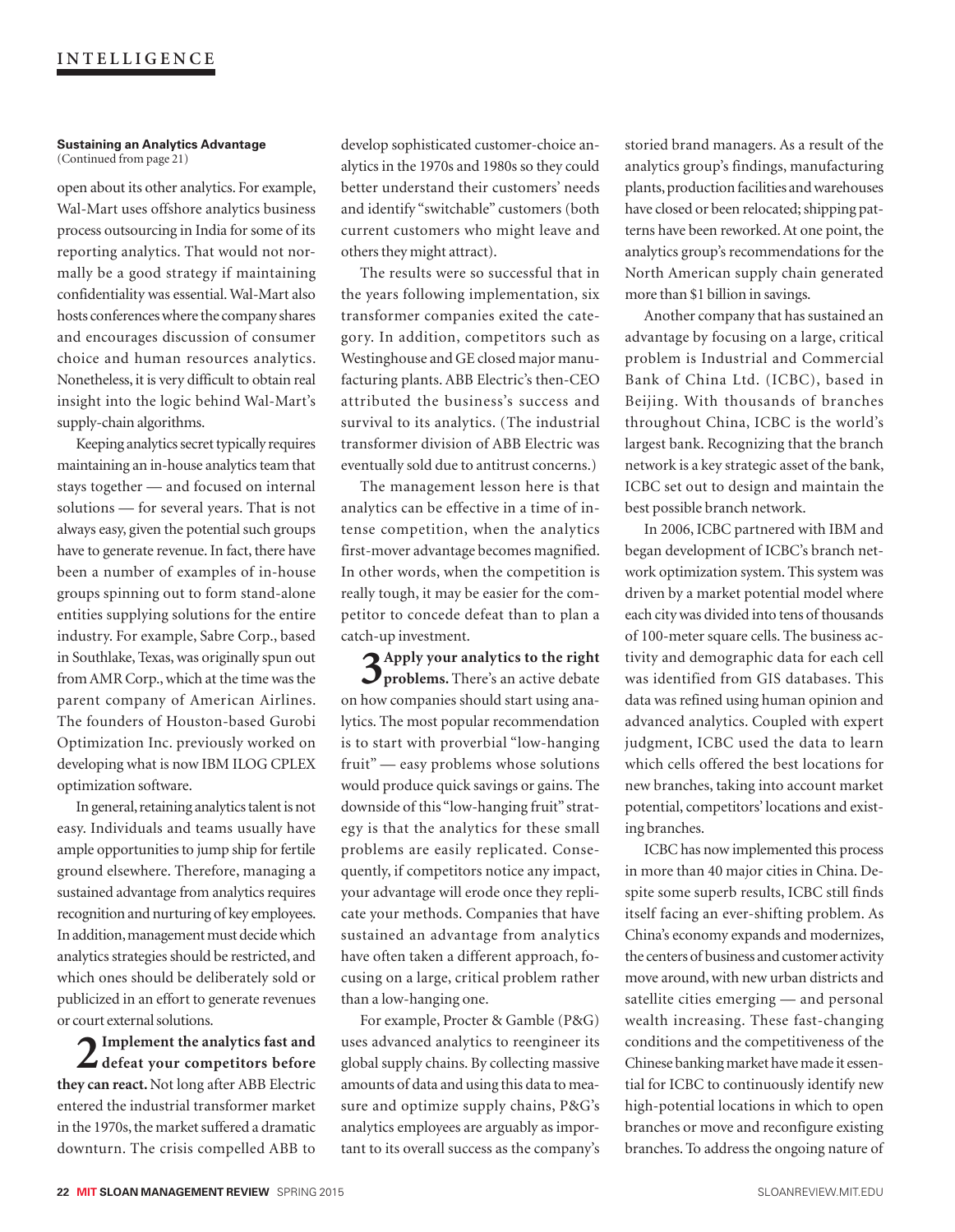**Sustaining an Analytics Advantage**
(Continued from page 21)

open about its other analytics. For example, Wal-Mart uses offshore analytics business process outsourcing in India for some of its reporting analytics. That would not normally be a good strategy if maintaining confidentiality was essential. Wal-Mart also hosts conferences where the company shares and encourages discussion of consumer choice and human resources analytics. Nonetheless, it is very difficult to obtain real insight into the logic behind Wal-Mart's supply-chain algorithms.

Keeping analytics secret typically requires maintaining an in-house analytics team that stays together — and focused on internal solutions — for several years. That is not always easy, given the potential such groups have to generate revenue. In fact, there have been a number of examples of in-house groups spinning out to form stand-alone entities supplying solutions for the entire industry. For example, Sabre Corp., based in Southlake, Texas, was originally spun out from AMR Corp., which at the time was the parent company of American Airlines. The founders of Houston-based Gurobi Optimization Inc. previously worked on developing what is now IBM ILOG CPLEX optimization software.

In general, retaining analytics talent is not easy. Individuals and teams usually have ample opportunities to jump ship for fertile ground elsewhere. Therefore, managing a sustained advantage from analytics requires recognition and nurturing of key employees. In addition, management must decide which analytics strategies should be restricted, and which ones should be deliberately sold or publicized in an effort to generate revenues or court external solutions.

**2 Implement the analytics fast and defeat your competitors before they can react.** Not long after ABB Electric entered the industrial transformer market in the 1970s, the market suffered a dramatic downturn. The crisis compelled ABB to develop sophisticated customer-choice analytics in the 1970s and 1980s so they could better understand their customers' needs and identify "switchable" customers (both current customers who might leave and others they might attract).

The results were so successful that in the years following implementation, six transformer companies exited the category. In addition, competitors such as Westinghouse and GE closed major manufacturing plants. ABB Electric's then-CEO attributed the business's success and survival to its analytics. (The industrial transformer division of ABB Electric was eventually sold due to antitrust concerns.)

The management lesson here is that analytics can be effective in a time of intense competition, when the analytics first-mover advantage becomes magnified. In other words, when the competition is really tough, it may be easier for the competitor to concede defeat than to plan a catch-up investment.

**3 Apply your analytics to the right problems.** There's an active debate on how companies should start using analytics. The most popular recommendation is to start with proverbial "low-hanging fruit" — easy problems whose solutions would produce quick savings or gains. The downside of this "low-hanging fruit" strategy is that the analytics for these small problems are easily replicated. Consequently, if competitors notice any impact, your advantage will erode once they replicate your methods. Companies that have sustained an advantage from analytics have often taken a different approach, focusing on a large, critical problem rather than a low-hanging one.

For example, Procter & Gamble (P&G) uses advanced analytics to reengineer its global supply chains. By collecting massive amounts of data and using this data to measure and optimize supply chains, P&G's analytics employees are arguably as important to its overall success as the company's storied brand managers. As a result of the analytics group's findings, manufacturing plants, production facilities and warehouses have closed or been relocated; shipping patterns have been reworked. At one point, the analytics group's recommendations for the North American supply chain generated more than $1 billion in savings.

Another company that has sustained an advantage by focusing on a large, critical problem is Industrial and Commercial Bank of China Ltd. (ICBC), based in Beijing. With thousands of branches throughout China, ICBC is the world's largest bank. Recognizing that the branch network is a key strategic asset of the bank, ICBC set out to design and maintain the best possible branch network.

In 2006, ICBC partnered with IBM and began development of ICBC's branch network optimization system. This system was driven by a market potential model where each city was divided into tens of thousands of 100-meter square cells. The business activity and demographic data for each cell was identified from GIS databases. This data was refined using human opinion and advanced analytics. Coupled with expert judgment, ICBC used the data to learn which cells offered the best locations for new branches, taking into account market potential, competitors' locations and existing branches.

ICBC has now implemented this process in more than 40 major cities in China. Despite some superb results, ICBC still finds itself facing an ever-shifting problem. As China's economy expands and modernizes, the centers of business and customer activity move around, with new urban districts and satellite cities emerging — and personal wealth increasing. These fast-changing conditions and the competitiveness of the Chinese banking market have made it essential for ICBC to continuously identify new high-potential locations in which to open branches or move and reconfigure existing branches. To address the ongoing nature of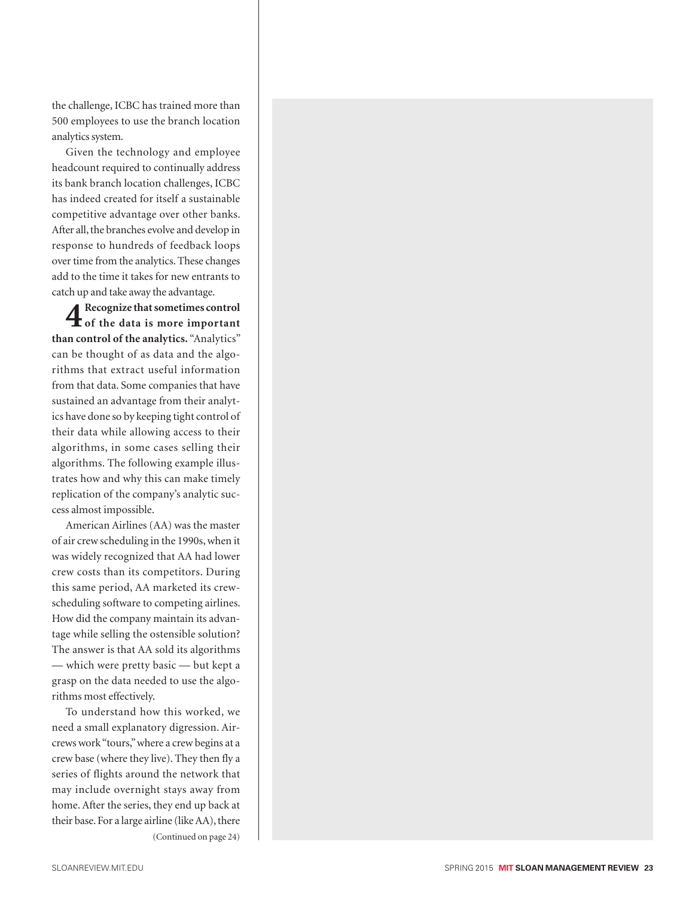the challenge, ICBC has trained more than 500 employees to use the branch location analytics system.

Given the technology and employee headcount required to continually address its bank branch location challenges, ICBC has indeed created for itself a sustainable competitive advantage over other banks. After all, the branches evolve and develop in response to hundreds of feedback loops over time from the analytics. These changes add to the time it takes for new entrants to catch up and take away the advantage.

**4 Recognize that sometimes control of the data is more important than control of the analytics.** "Analytics" can be thought of as data and the algorithms that extract useful information from that data. Some companies that have sustained an advantage from their analytics have done so by keeping tight control of their data while allowing access to their algorithms, in some cases selling their algorithms. The following example illustrates how and why this can make timely replication of the company's analytic success almost impossible.

American Airlines (AA) was the master of air crew scheduling in the 1990s, when it was widely recognized that AA had lower crew costs than its competitors. During this same period, AA marketed its crew-scheduling software to competing airlines. How did the company maintain its advantage while selling the ostensible solution? The answer is that AA sold its algorithms — which were pretty basic — but kept a grasp on the data needed to use the algorithms most effectively.

To understand how this worked, we need a small explanatory digression. Aircrews work "tours," where a crew begins at a crew base (where they live). They then fly a series of flights around the network that may include overnight stays away from home. After the series, they end up back at their base. For a large airline (like AA), there

(Continued on page 24)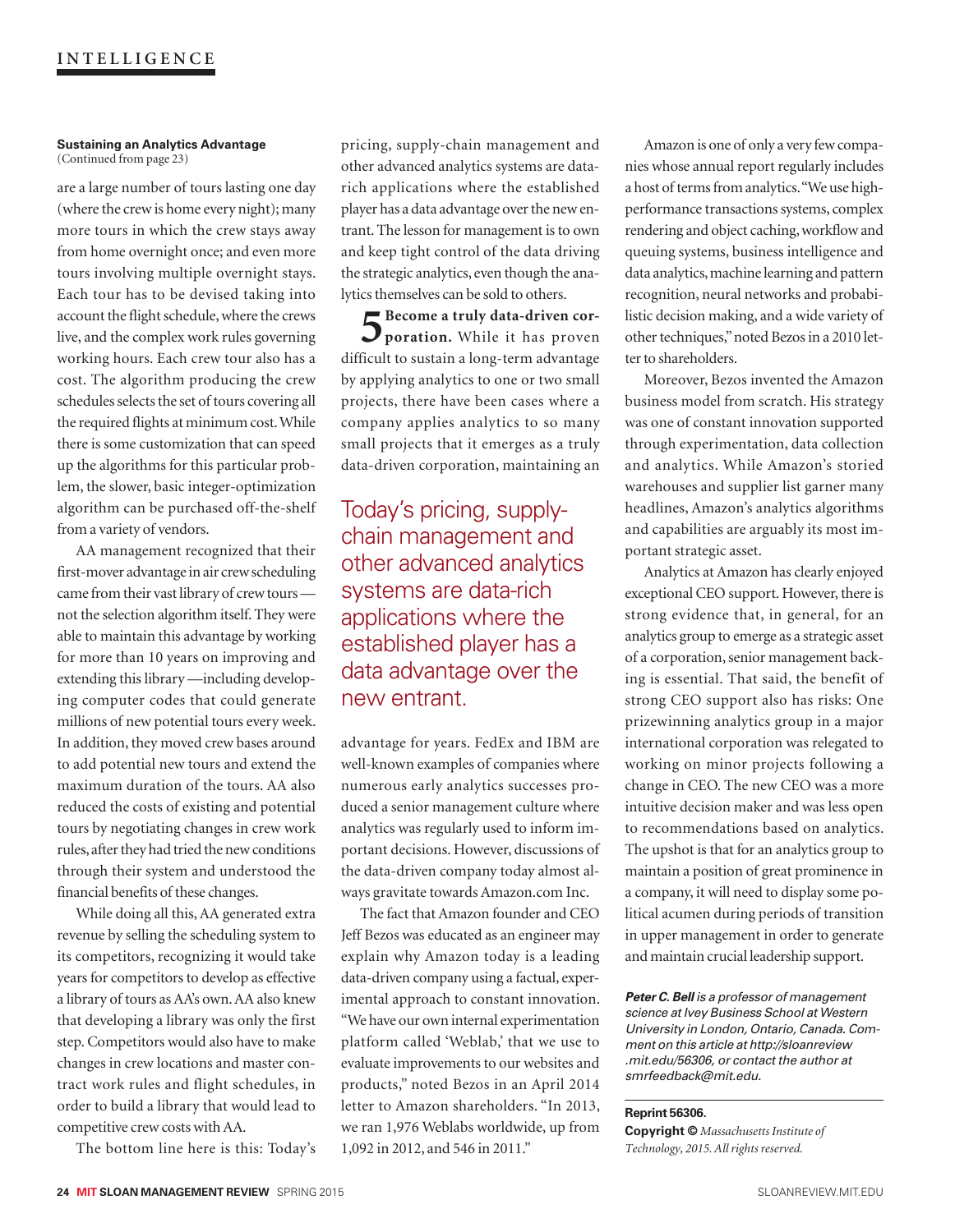**Sustaining an Analytics Advantage**
(Continued from page 23)

are a large number of tours lasting one day (where the crew is home every night); many more tours in which the crew stays away from home overnight once; and even more tours involving multiple overnight stays. Each tour has to be devised taking into account the flight schedule, where the crews live, and the complex work rules governing working hours. Each crew tour also has a cost. The algorithm producing the crew schedules selects the set of tours covering all the required flights at minimum cost. While there is some customization that can speed up the algorithms for this particular problem, the slower, basic integer-optimization algorithm can be purchased off-the-shelf from a variety of vendors.

AA management recognized that their first-mover advantage in air crew scheduling came from their vast library of crew tours — not the selection algorithm itself. They were able to maintain this advantage by working for more than 10 years on improving and extending this library —including developing computer codes that could generate millions of new potential tours every week. In addition, they moved crew bases around to add potential new tours and extend the maximum duration of the tours. AA also reduced the costs of existing and potential tours by negotiating changes in crew work rules, after they had tried the new conditions through their system and understood the financial benefits of these changes.

While doing all this, AA generated extra revenue by selling the scheduling system to its competitors, recognizing it would take years for competitors to develop as effective a library of tours as AA's own. AA also knew that developing a library was only the first step. Competitors would also have to make changes in crew locations and master contract work rules and flight schedules, in order to build a library that would lead to competitive crew costs with AA.

The bottom line here is this: Today's pricing, supply-chain management and other advanced analytics systems are data-rich applications where the established player has a data advantage over the new entrant. The lesson for management is to own and keep tight control of the data driving the strategic analytics, even though the analytics themselves can be sold to others.

**5 Become a truly data-driven corporation.** While it has proven difficult to sustain a long-term advantage by applying analytics to one or two small projects, there have been cases where a company applies analytics to so many small projects that it emerges as a truly data-driven corporation, maintaining an advantage for years. FedEx and IBM are well-known examples of companies where numerous early analytics successes produced a senior management culture where analytics was regularly used to inform important decisions. However, discussions of the data-driven company today almost always gravitate towards Amazon.com Inc.

> Today's pricing, supply-chain management and other advanced analytics systems are data-rich applications where the established player has a data advantage over the new entrant.

The fact that Amazon founder and CEO Jeff Bezos was educated as an engineer may explain why Amazon today is a leading data-driven company using a factual, experimental approach to constant innovation. "We have our own internal experimentation platform called 'Weblab,' that we use to evaluate improvements to our websites and products," noted Bezos in an April 2014 letter to Amazon shareholders. "In 2013, we ran 1,976 Weblabs worldwide, up from 1,092 in 2012, and 546 in 2011."

Amazon is one of only a very few companies whose annual report regularly includes a host of terms from analytics. "We use high-performance transactions systems, complex rendering and object caching, workflow and queuing systems, business intelligence and data analytics, machine learning and pattern recognition, neural networks and probabilistic decision making, and a wide variety of other techniques," noted Bezos in a 2010 letter to shareholders.

Moreover, Bezos invented the Amazon business model from scratch. His strategy was one of constant innovation supported through experimentation, data collection and analytics. While Amazon's storied warehouses and supplier list garner many headlines, Amazon's analytics algorithms and capabilities are arguably its most important strategic asset.

Analytics at Amazon has clearly enjoyed exceptional CEO support. However, there is strong evidence that, in general, for an analytics group to emerge as a strategic asset of a corporation, senior management backing is essential. That said, the benefit of strong CEO support also has risks: One prizewinning analytics group in a major international corporation was relegated to working on minor projects following a change in CEO. The new CEO was a more intuitive decision maker and was less open to recommendations based on analytics. The upshot is that for an analytics group to maintain a position of great prominence in a company, it will need to display some political acumen during periods of transition in upper management in order to generate and maintain crucial leadership support.

***Peter C. Bell*** *is a professor of management science at Ivey Business School at Western University in London, Ontario, Canada. Comment on this article at http://sloanreview.mit.edu/56306, or contact the author at smrfeedback@mit.edu.*

**Reprint 56306.**
**Copyright ©** *Massachusetts Institute of Technology, 2015. All rights reserved.*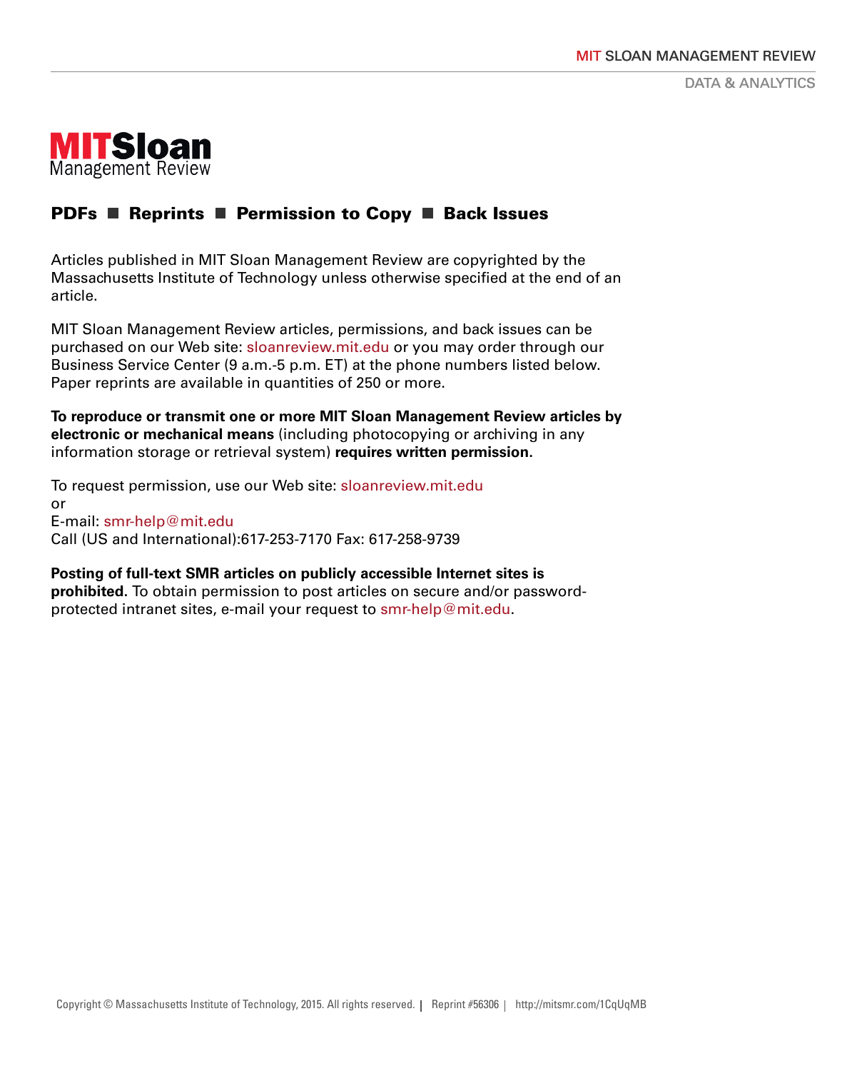**MITSloan**
Management Review

## PDFs ■ Reprints ■ Permission to Copy ■ Back Issues

Articles published in MIT Sloan Management Review are copyrighted by the Massachusetts Institute of Technology unless otherwise specified at the end of an article.

MIT Sloan Management Review articles, permissions, and back issues can be purchased on our Web site: sloanreview.mit.edu or you may order through our Business Service Center (9 a.m.-5 p.m. ET) at the phone numbers listed below. Paper reprints are available in quantities of 250 or more.

**To reproduce or transmit one or more MIT Sloan Management Review articles by electronic or mechanical means** (including photocopying or archiving in any information storage or retrieval system) **requires written permission.**

To request permission, use our Web site: sloanreview.mit.edu
or
E-mail: smr-help@mit.edu
Call (US and International):617-253-7170 Fax: 617-258-9739

**Posting of full-text SMR articles on publicly accessible Internet sites is prohibited.** To obtain permission to post articles on secure and/or password-protected intranet sites, e-mail your request to smr-help@mit.edu.

Copyright © Massachusetts Institute of Technology, 2015. All rights reserved. | Reprint #56306 | http://mitsmr.com/1CqUqMB